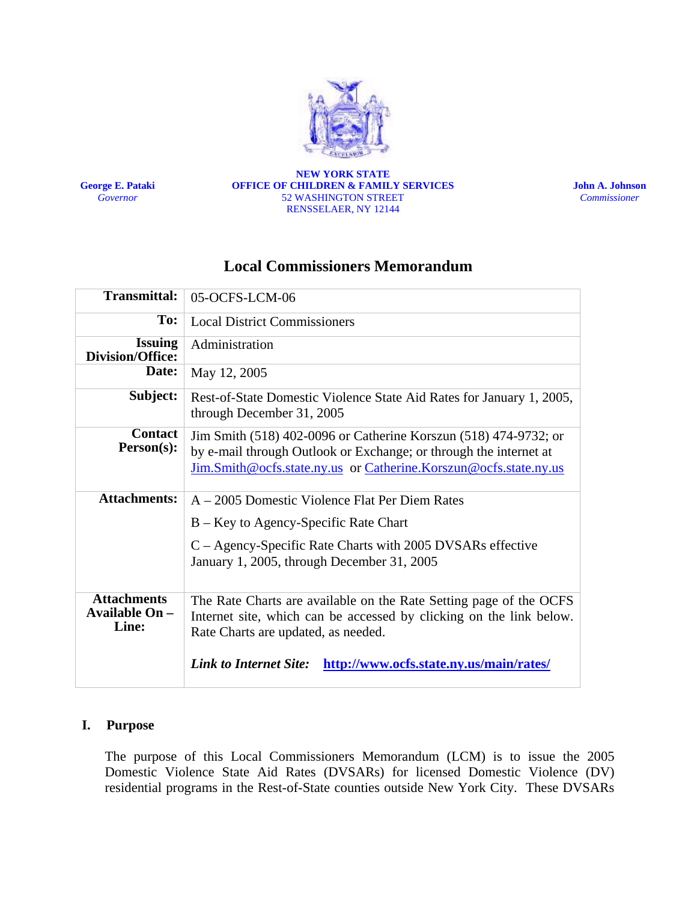George E. Pataki
*Governor*

**NEW YORK STATE**
**OFFICE OF CHILDREN & FAMILY SERVICES**
52 WASHINGTON STREET
RENSSELAER, NY 12144

John A. Johnson
*Commissioner*

# Local Commissioners Memorandum

| | |
|---|---|
| **Transmittal:** | 05-OCFS-LCM-06 |
| **To:** | Local District Commissioners |
| **Issuing Division/Office:** | Administration |
| **Date:** | May 12, 2005 |
| **Subject:** | Rest-of-State Domestic Violence State Aid Rates for January 1, 2005, through December 31, 2005 |
| **Contact Person(s):** | Jim Smith (518) 402-0096 or Catherine Korszun (518) 474-9732; or by e-mail through Outlook or Exchange; or through the internet at Jim.Smith@ocfs.state.ny.us or Catherine.Korszun@ocfs.state.ny.us |
| **Attachments:** | A – 2005 Domestic Violence Flat Per Diem Rates<br>B – Key to Agency-Specific Rate Chart<br>C – Agency-Specific Rate Charts with 2005 DVSARs effective January 1, 2005, through December 31, 2005 |
| **Attachments Available On – Line:** | The Rate Charts are available on the Rate Setting page of the OCFS Internet site, which can be accessed by clicking on the link below. Rate Charts are updated, as needed.<br><br>***Link to Internet Site:*** **http://www.ocfs.state.ny.us/main/rates/** |

## I. Purpose

The purpose of this Local Commissioners Memorandum (LCM) is to issue the 2005 Domestic Violence State Aid Rates (DVSARs) for licensed Domestic Violence (DV) residential programs in the Rest-of-State counties outside New York City. These DVSARs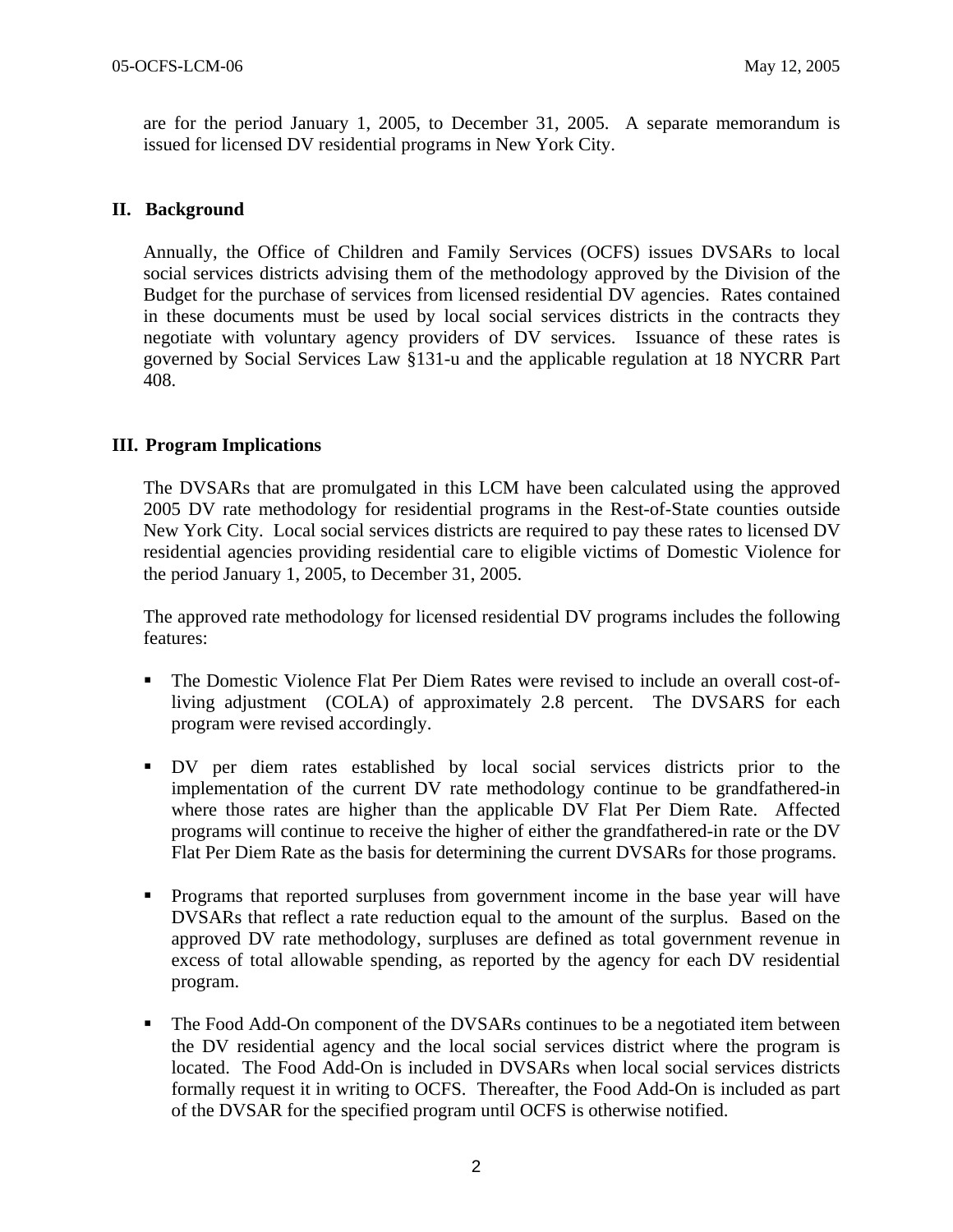are for the period January 1, 2005, to December 31, 2005. A separate memorandum is issued for licensed DV residential programs in New York City.

## II. Background

Annually, the Office of Children and Family Services (OCFS) issues DVSARs to local social services districts advising them of the methodology approved by the Division of the Budget for the purchase of services from licensed residential DV agencies. Rates contained in these documents must be used by local social services districts in the contracts they negotiate with voluntary agency providers of DV services. Issuance of these rates is governed by Social Services Law §131-u and the applicable regulation at 18 NYCRR Part 408.

## III. Program Implications

The DVSARs that are promulgated in this LCM have been calculated using the approved 2005 DV rate methodology for residential programs in the Rest-of-State counties outside New York City. Local social services districts are required to pay these rates to licensed DV residential agencies providing residential care to eligible victims of Domestic Violence for the period January 1, 2005, to December 31, 2005.

The approved rate methodology for licensed residential DV programs includes the following features:

- The Domestic Violence Flat Per Diem Rates were revised to include an overall cost-of-living adjustment (COLA) of approximately 2.8 percent. The DVSARS for each program were revised accordingly.
- DV per diem rates established by local social services districts prior to the implementation of the current DV rate methodology continue to be grandfathered-in where those rates are higher than the applicable DV Flat Per Diem Rate. Affected programs will continue to receive the higher of either the grandfathered-in rate or the DV Flat Per Diem Rate as the basis for determining the current DVSARs for those programs.
- Programs that reported surpluses from government income in the base year will have DVSARs that reflect a rate reduction equal to the amount of the surplus. Based on the approved DV rate methodology, surpluses are defined as total government revenue in excess of total allowable spending, as reported by the agency for each DV residential program.
- The Food Add-On component of the DVSARs continues to be a negotiated item between the DV residential agency and the local social services district where the program is located. The Food Add-On is included in DVSARs when local social services districts formally request it in writing to OCFS. Thereafter, the Food Add-On is included as part of the DVSAR for the specified program until OCFS is otherwise notified.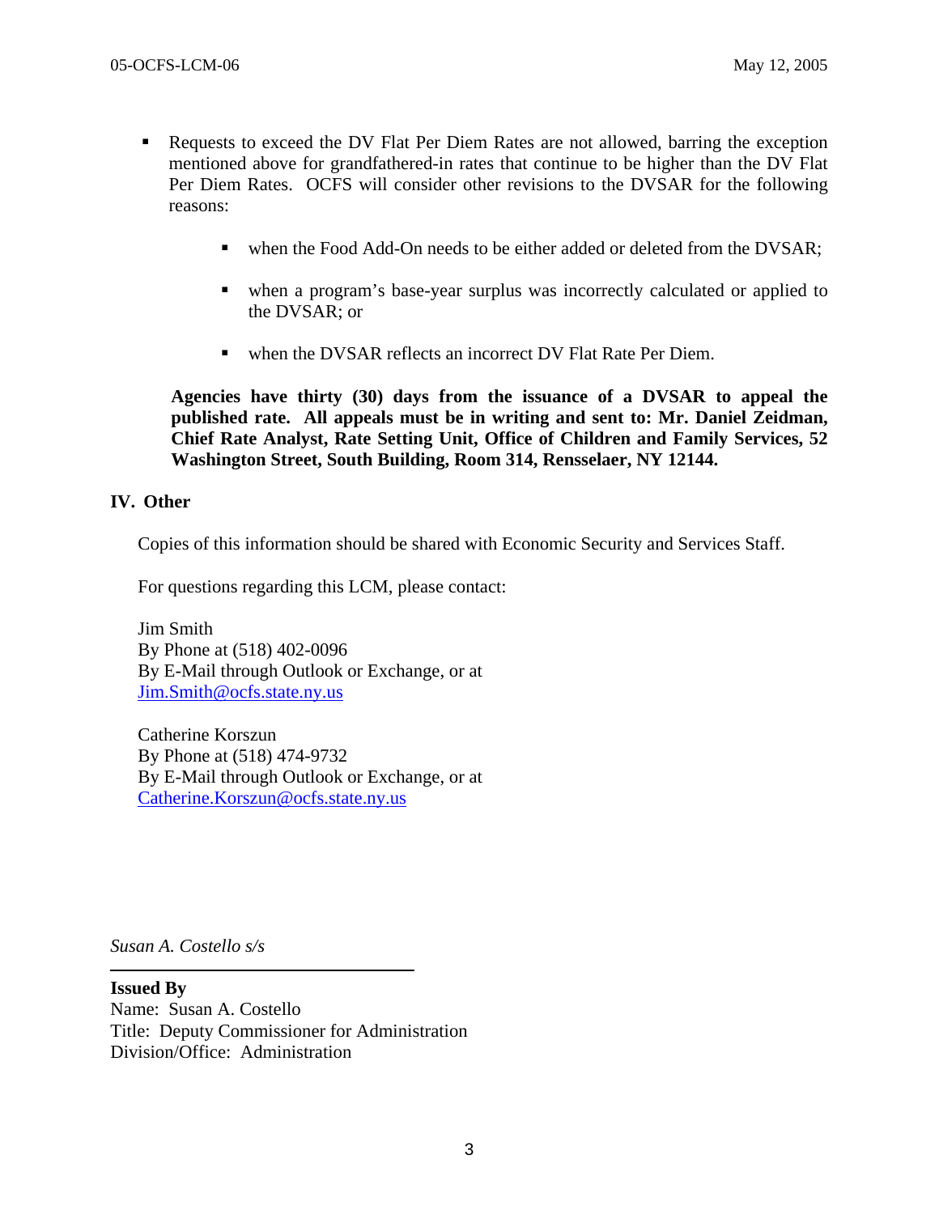- Requests to exceed the DV Flat Per Diem Rates are not allowed, barring the exception mentioned above for grandfathered-in rates that continue to be higher than the DV Flat Per Diem Rates. OCFS will consider other revisions to the DVSAR for the following reasons:

    - when the Food Add-On needs to be either added or deleted from the DVSAR;

    - when a program's base-year surplus was incorrectly calculated or applied to the DVSAR; or

    - when the DVSAR reflects an incorrect DV Flat Rate Per Diem.

  **Agencies have thirty (30) days from the issuance of a DVSAR to appeal the published rate. All appeals must be in writing and sent to: Mr. Daniel Zeidman, Chief Rate Analyst, Rate Setting Unit, Office of Children and Family Services, 52 Washington Street, South Building, Room 314, Rensselaer, NY 12144.**

## IV. Other

Copies of this information should be shared with Economic Security and Services Staff.

For questions regarding this LCM, please contact:

Jim Smith
By Phone at (518) 402-0096
By E-Mail through Outlook or Exchange, or at
Jim.Smith@ocfs.state.ny.us

Catherine Korszun
By Phone at (518) 474-9732
By E-Mail through Outlook or Exchange, or at
Catherine.Korszun@ocfs.state.ny.us

*Susan A. Costello s/s*

**Issued By**
Name: Susan A. Costello
Title: Deputy Commissioner for Administration
Division/Office: Administration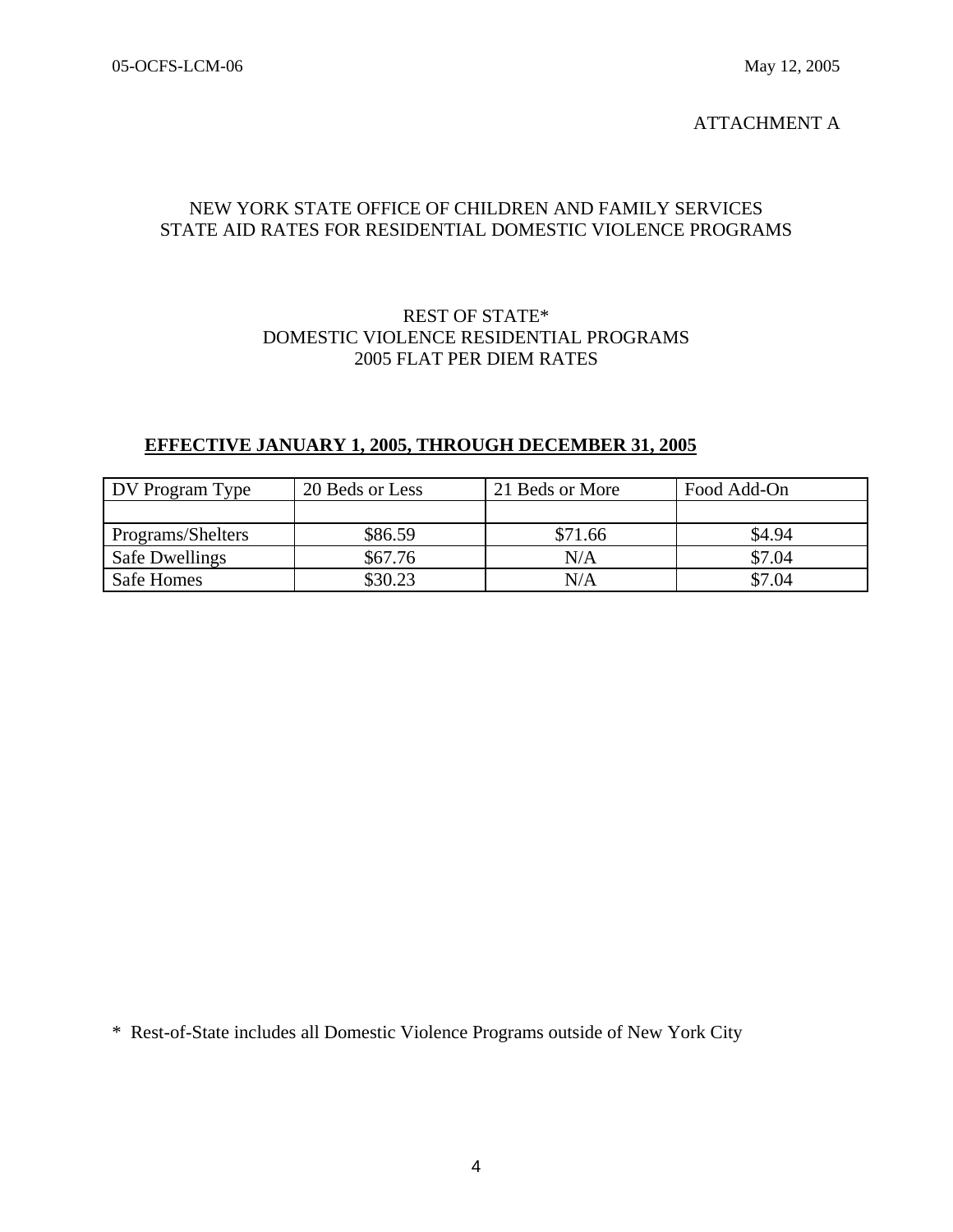ATTACHMENT A

NEW YORK STATE OFFICE OF CHILDREN AND FAMILY SERVICES
STATE AID RATES FOR RESIDENTIAL DOMESTIC VIOLENCE PROGRAMS

REST OF STATE*
DOMESTIC VIOLENCE RESIDENTIAL PROGRAMS
2005 FLAT PER DIEM RATES

**EFFECTIVE JANUARY 1, 2005, THROUGH DECEMBER 31, 2005**

| DV Program Type | 20 Beds or Less | 21 Beds or More | Food Add-On |
|---|---|---|---|
| | | | |
| Programs/Shelters | $86.59 | $71.66 | $4.94 |
| Safe Dwellings | $67.76 | N/A | $7.04 |
| Safe Homes | $30.23 | N/A | $7.04 |

* Rest-of-State includes all Domestic Violence Programs outside of New York City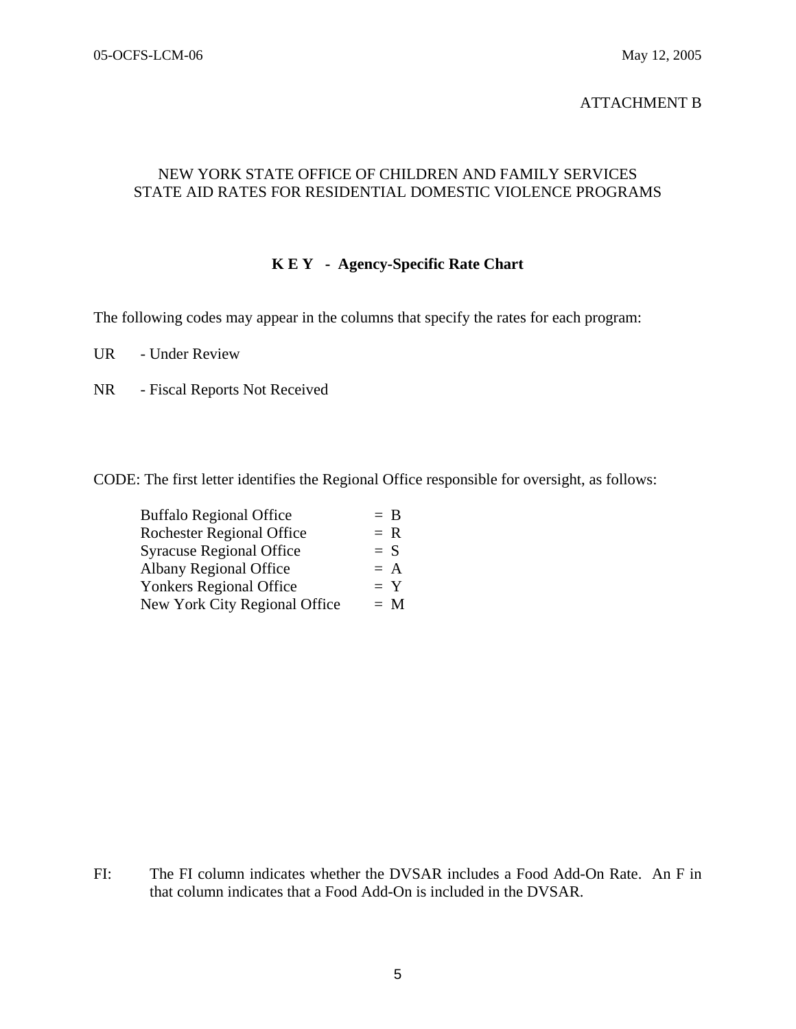ATTACHMENT B

NEW YORK STATE OFFICE OF CHILDREN AND FAMILY SERVICES
STATE AID RATES FOR RESIDENTIAL DOMESTIC VIOLENCE PROGRAMS

**K E Y - Agency-Specific Rate Chart**

The following codes may appear in the columns that specify the rates for each program:

UR - Under Review

NR - Fiscal Reports Not Received

CODE: The first letter identifies the Regional Office responsible for oversight, as follows:

| | |
|---|---|
| Buffalo Regional Office | = B |
| Rochester Regional Office | = R |
| Syracuse Regional Office | = S |
| Albany Regional Office | = A |
| Yonkers Regional Office | = Y |
| New York City Regional Office | = M |

FI: The FI column indicates whether the DVSAR includes a Food Add-On Rate. An F in that column indicates that a Food Add-On is included in the DVSAR.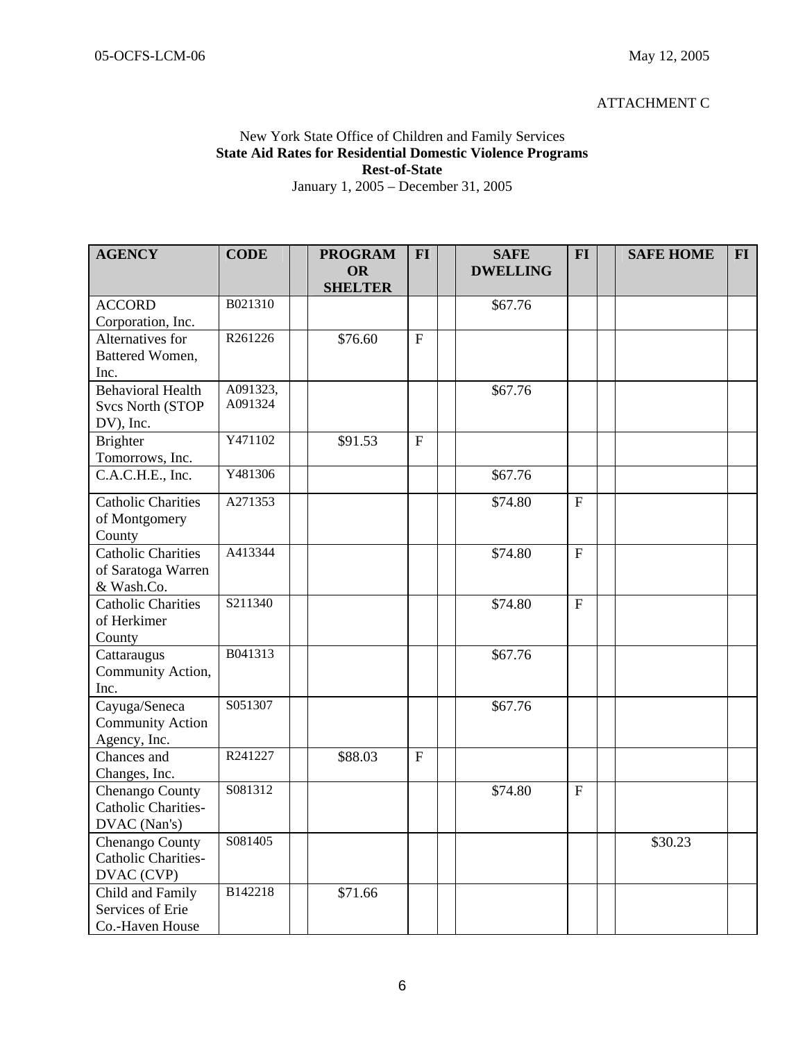05-OCFS-LCM-06 May 12, 2005

ATTACHMENT C

New York State Office of Children and Family Services
**State Aid Rates for Residential Domestic Violence Programs**
**Rest-of-State**
January 1, 2005 – December 31, 2005

| AGENCY | CODE | | PROGRAM OR SHELTER | FI | | SAFE DWELLING | FI | | SAFE HOME | FI |
|---|---|---|---|---|---|---|---|---|---|---|
| ACCORD Corporation, Inc. | B021310 | | | | | $67.76 | | | | |
| Alternatives for Battered Women, Inc. | R261226 | | $76.60 | F | | | | | | |
| Behavioral Health Svcs North (STOP DV), Inc. | A091323, A091324 | | | | | $67.76 | | | | |
| Brighter Tomorrows, Inc. | Y471102 | | $91.53 | F | | | | | | |
| C.A.C.H.E., Inc. | Y481306 | | | | | $67.76 | | | | |
| Catholic Charities of Montgomery County | A271353 | | | | | $74.80 | F | | | |
| Catholic Charities of Saratoga Warren & Wash.Co. | A413344 | | | | | $74.80 | F | | | |
| Catholic Charities of Herkimer County | S211340 | | | | | $74.80 | F | | | |
| Cattaraugus Community Action, Inc. | B041313 | | | | | $67.76 | | | | |
| Cayuga/Seneca Community Action Agency, Inc. | S051307 | | | | | $67.76 | | | | |
| Chances and Changes, Inc. | R241227 | | $88.03 | F | | | | | | |
| Chenango County Catholic Charities-DVAC (Nan's) | S081312 | | | | | $74.80 | F | | | |
| Chenango County Catholic Charities-DVAC (CVP) | S081405 | | | | | | | | $30.23 | |
| Child and Family Services of Erie Co.-Haven House | B142218 | | $71.66 | | | | | | | |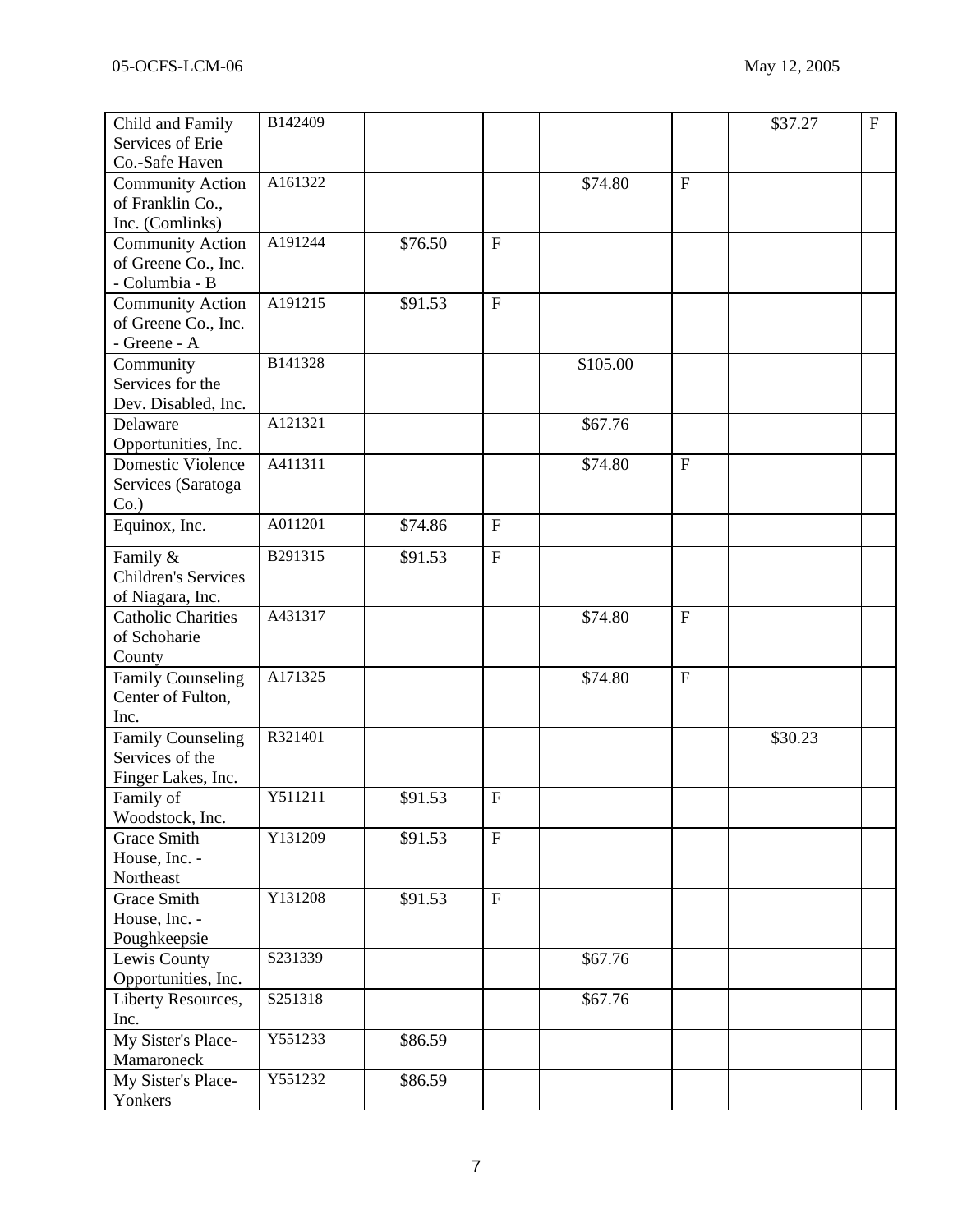| | | | | | | | | | | |
|---|---|---|---|---|---|---|---|---|---|---|
| Child and Family Services of Erie Co.-Safe Haven | B142409 | | | | | | | | $37.27 | F |
| Community Action of Franklin Co., Inc. (Comlinks) | A161322 | | | | | $74.80 | F | | | |
| Community Action of Greene Co., Inc. - Columbia - B | A191244 | | $76.50 | F | | | | | | |
| Community Action of Greene Co., Inc. - Greene - A | A191215 | | $91.53 | F | | | | | | |
| Community Services for the Dev. Disabled, Inc. | B141328 | | | | | $105.00 | | | | |
| Delaware Opportunities, Inc. | A121321 | | | | | $67.76 | | | | |
| Domestic Violence Services (Saratoga Co.) | A411311 | | | | | $74.80 | F | | | |
| Equinox, Inc. | A011201 | | $74.86 | F | | | | | | |
| Family & Children's Services of Niagara, Inc. | B291315 | | $91.53 | F | | | | | | |
| Catholic Charities of Schoharie County | A431317 | | | | | $74.80 | F | | | |
| Family Counseling Center of Fulton, Inc. | A171325 | | | | | $74.80 | F | | | |
| Family Counseling Services of the Finger Lakes, Inc. | R321401 | | | | | | | | $30.23 | |
| Family of Woodstock, Inc. | Y511211 | | $91.53 | F | | | | | | |
| Grace Smith House, Inc. - Northeast | Y131209 | | $91.53 | F | | | | | | |
| Grace Smith House, Inc. - Poughkeepsie | Y131208 | | $91.53 | F | | | | | | |
| Lewis County Opportunities, Inc. | S231339 | | | | | $67.76 | | | | |
| Liberty Resources, Inc. | S251318 | | | | | $67.76 | | | | |
| My Sister's Place-Mamaroneck | Y551233 | | $86.59 | | | | | | | |
| My Sister's Place-Yonkers | Y551232 | | $86.59 | | | | | | | |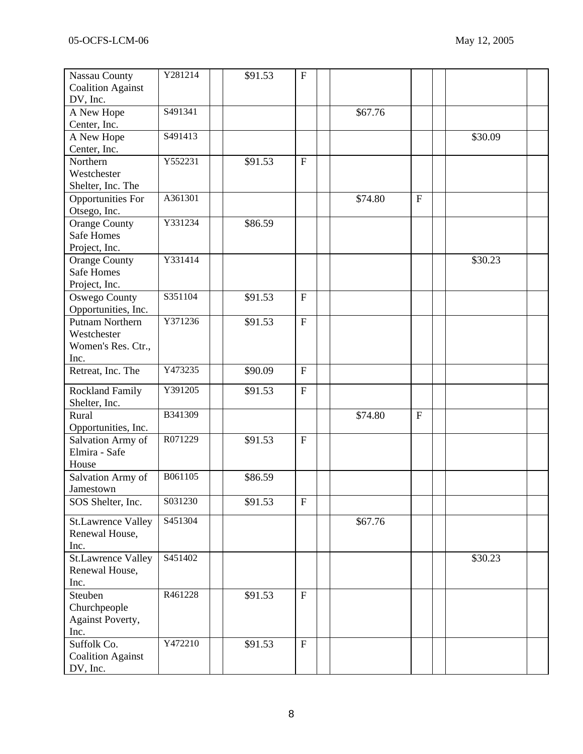| | | | | | | | | | | |
|---|---|---|---|---|---|---|---|---|---|---|
| Nassau County Coalition Against DV, Inc. | Y281214 | | $91.53 | F | | | | | | |
| A New Hope Center, Inc. | S491341 | | | | | $67.76 | | | | |
| A New Hope Center, Inc. | S491413 | | | | | | | | $30.09 | |
| Northern Westchester Shelter, Inc. The | Y552231 | | $91.53 | F | | | | | | |
| Opportunities For Otsego, Inc. | A361301 | | | | | $74.80 | F | | | |
| Orange County Safe Homes Project, Inc. | Y331234 | | $86.59 | | | | | | | |
| Orange County Safe Homes Project, Inc. | Y331414 | | | | | | | | $30.23 | |
| Oswego County Opportunities, Inc. | S351104 | | $91.53 | F | | | | | | |
| Putnam Northern Westchester Women's Res. Ctr., Inc. | Y371236 | | $91.53 | F | | | | | | |
| Retreat, Inc. The | Y473235 | | $90.09 | F | | | | | | |
| Rockland Family Shelter, Inc. | Y391205 | | $91.53 | F | | | | | | |
| Rural Opportunities, Inc. | B341309 | | | | | $74.80 | F | | | |
| Salvation Army of Elmira - Safe House | R071229 | | $91.53 | F | | | | | | |
| Salvation Army of Jamestown | B061105 | | $86.59 | | | | | | | |
| SOS Shelter, Inc. | S031230 | | $91.53 | F | | | | | | |
| St.Lawrence Valley Renewal House, Inc. | S451304 | | | | | $67.76 | | | | |
| St.Lawrence Valley Renewal House, Inc. | S451402 | | | | | | | | $30.23 | |
| Steuben Churchpeople Against Poverty, Inc. | R461228 | | $91.53 | F | | | | | | |
| Suffolk Co. Coalition Against DV, Inc. | Y472210 | | $91.53 | F | | | | | | |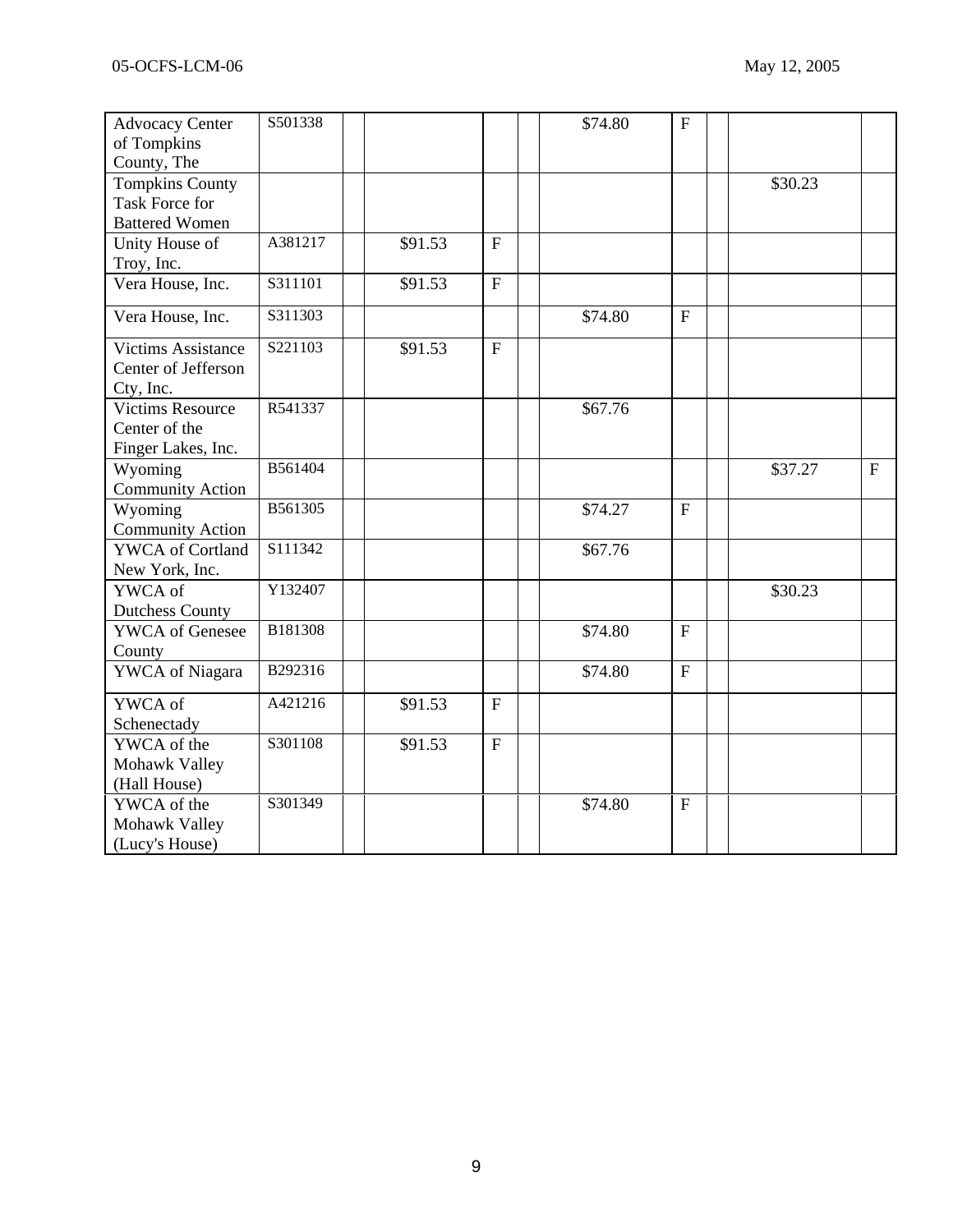| | | | | | | | | | | | |
|---|---|---|---|---|---|---|---|---|---|---|---|
| Advocacy Center of Tompkins County, The | S501338 | | | | | $74.80 | F | | | |
| Tompkins County Task Force for Battered Women | | | | | | | | | $30.23 | |
| Unity House of Troy, Inc. | A381217 | | $91.53 | F | | | | | | |
| Vera House, Inc. | S311101 | | $91.53 | F | | | | | | |
| Vera House, Inc. | S311303 | | | | | $74.80 | F | | | |
| Victims Assistance Center of Jefferson Cty, Inc. | S221103 | | $91.53 | F | | | | | | |
| Victims Resource Center of the Finger Lakes, Inc. | R541337 | | | | | $67.76 | | | | |
| Wyoming Community Action | B561404 | | | | | | | | $37.27 | F |
| Wyoming Community Action | B561305 | | | | | $74.27 | F | | | |
| YWCA of Cortland New York, Inc. | S111342 | | | | | $67.76 | | | | |
| YWCA of Dutchess County | Y132407 | | | | | | | | $30.23 | |
| YWCA of Genesee County | B181308 | | | | | $74.80 | F | | | |
| YWCA of Niagara | B292316 | | | | | $74.80 | F | | | |
| YWCA of Schenectady | A421216 | | $91.53 | F | | | | | | |
| YWCA of the Mohawk Valley (Hall House) | S301108 | | $91.53 | F | | | | | | |
| YWCA of the Mohawk Valley (Lucy's House) | S301349 | | | | | $74.80 | F | | | |